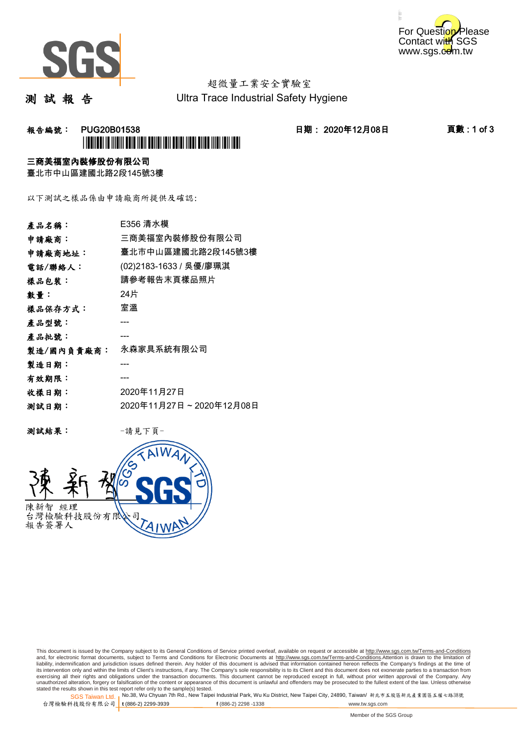For Question Please Contact with SGS www.sgs.com.tw

超微量工業安全實驗室
Ultra Trace Industrial Safety Hygiene

# 測 試 報 告

**報告編號： PUG20B01538**　　**日期： 2020年12月08日**

**三商美福室內裝修股份有限公司**
臺北市中山區建國北路2段145號3樓

以下測試之樣品係由申請廠商所提供及確認:

| | |
|---|---|
| **產品名稱：** | E356 清水模 |
| **申請廠商：** | 三商美福室內裝修股份有限公司 |
| **申請廠商地址：** | 臺北市中山區建國北路2段145號3樓 |
| **電話/聯絡人：** | (02)2183-1633 / 吳優/廖珮淇 |
| **樣品包裝：** | 請參考報告末頁樣品照片 |
| **數量：** | 24片 |
| **樣品保存方式：** | 室溫 |
| **產品型號：** | --- |
| **產品批號：** | --- |
| **製造/國內負責廠商：** | 永森家具系統有限公司 |
| **製造日期：** | --- |
| **有效期限：** | --- |
| **收樣日期：** | 2020年11月27日 |
| **測試日期：** | 2020年11月27日 ~ 2020年12月08日 |

**測試結果：** -請見下頁-

陳新智 經理
台灣檢驗科技股份有限公司
報告簽署人

This document is issued by the Company subject to its General Conditions of Service printed overleaf, available on request or accessible at http://www.sgs.com.tw/Terms-and-Conditions and, for electronic format documents, subject to Terms and Conditions for Electronic Documents at http://www.sgs.com.tw/Terms-and-Conditions.Attention is drawn to the limitation of liability, indemnification and jurisdiction issues defined therein. Any holder of this document is advised that information contained hereon reflects the Company's findings at the time of its intervention only and within the limits of Client's instructions, if any. The Company's sole responsibility is to its Client and this document does not exonerate parties to a transaction from exercising all their rights and obligations under the transaction documents. This document cannot be reproduced except in full, without prior written approval of the Company. Any unauthorized alteration, forgery or falsification of the content or appearance of this document is unlawful and offenders may be prosecuted to the fullest extent of the law. Unless otherwise stated the results shown in this test report refer only to the sample(s) tested.

SGS Taiwan Ltd. 台灣檢驗科技股份有限公司 | No.38, Wu Chyuan 7th Rd., New Taipei Industrial Park, Wu Ku District, New Taipei City, 24890, Taiwan/ 新北市五股區新北產業園區五權七路38號 | t (886-2) 2299-3939 | f (886-2) 2298 -1338 | www.tw.sgs.com

Member of the SGS Group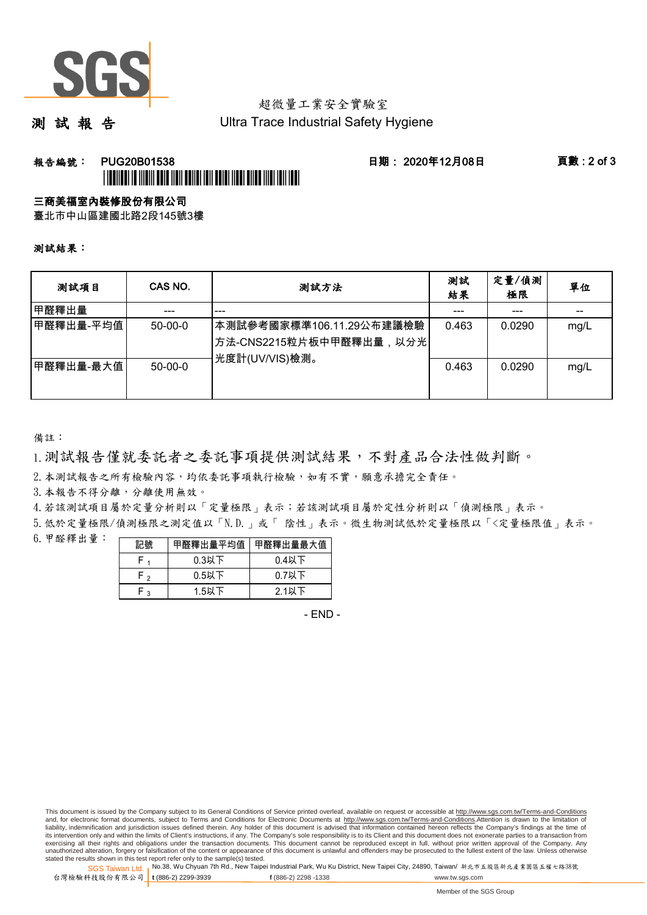超微量工業安全實驗室

# 測 試 報 告

Ultra Trace Industrial Safety Hygiene

**報告編號：** PUG20B01538　　**日期：** 2020年12月08日

**三商美福室內裝修股份有限公司**

臺北市中山區建國北路2段145號3樓

**測試結果：**

| 測試項目 | CAS NO. | 測試方法 | 測試結果 | 定量/偵測極限 | 單位 |
|---|---|---|---|---|---|
| 甲醛釋出量 | --- | --- | --- | --- | -- |
| 甲醛釋出量-平均值 | 50-00-0 | 本測試參考國家標準106.11.29公布建議檢驗方法-CNS2215粒片板中甲醛釋出量，以分光光度計(UV/VIS)檢測。 | 0.463 | 0.0290 | mg/L |
| 甲醛釋出量-最大值 | 50-00-0 | | 0.463 | 0.0290 | mg/L |

備註：

1. 測試報告僅就委託者之委託事項提供測試結果，不對產品合法性做判斷。
2. 本測試報告之所有檢驗內容，均依委託事項執行檢驗，如有不實，願意承擔完全責任。
3. 本報告不得分離，分離使用無效。
4. 若該測試項目屬於定量分析則以「定量極限」表示；若該測試項目屬於定性分析則以「偵測極限」表示。
5. 低於定量極限/偵測極限之測定值以「N.D.」或「 陰性」表示。微生物測試低於定量極限以「<定量極限值」表示。
6. 甲醛釋出量：

| 記號 | 甲醛釋出量平均值 | 甲醛釋出量最大值 |
|---|---|---|
| $F_1$ | 0.3以下 | 0.4以下 |
| $F_2$ | 0.5以下 | 0.7以下 |
| $F_3$ | 1.5以下 | 2.1以下 |

- END -

This document is issued by the Company subject to its General Conditions of Service printed overleaf, available on request or accessible at http://www.sgs.com.tw/Terms-and-Conditions and, for electronic format documents, subject to Terms and Conditions for Electronic Documents at http://www.sgs.com.tw/Terms-and-Conditions.Attention is drawn to the limitation of liability, indemnification and jurisdiction issues defined therein. Any holder of this document is advised that information contained hereon reflects the Company's findings at the time of its intervention only and within the limits of Client's instructions, if any. The Company's sole responsibility is to its Client and this document does not exonerate parties to a transaction from exercising all their rights and obligations under the transaction documents. This document cannot be reproduced except in full, without prior written approval of the Company. Any unauthorized alteration, forgery or falsification of the content or appearance of this document is unlawful and offenders may be prosecuted to the fullest extent of the law. Unless otherwise stated the results shown in this test report refer only to the sample(s) tested.

SGS Taiwan Ltd. 台灣檢驗科技股份有限公司 | No.38, Wu Chyuan 7th Rd., New Taipei Industrial Park, Wu Ku District, New Taipei City, 24890, Taiwan/ 新北市五股區新北產業園區五權七路38號 | t (886-2) 2299-3939 | f (886-2) 2298 -1338 | www.tw.sgs.com

Member of the SGS Group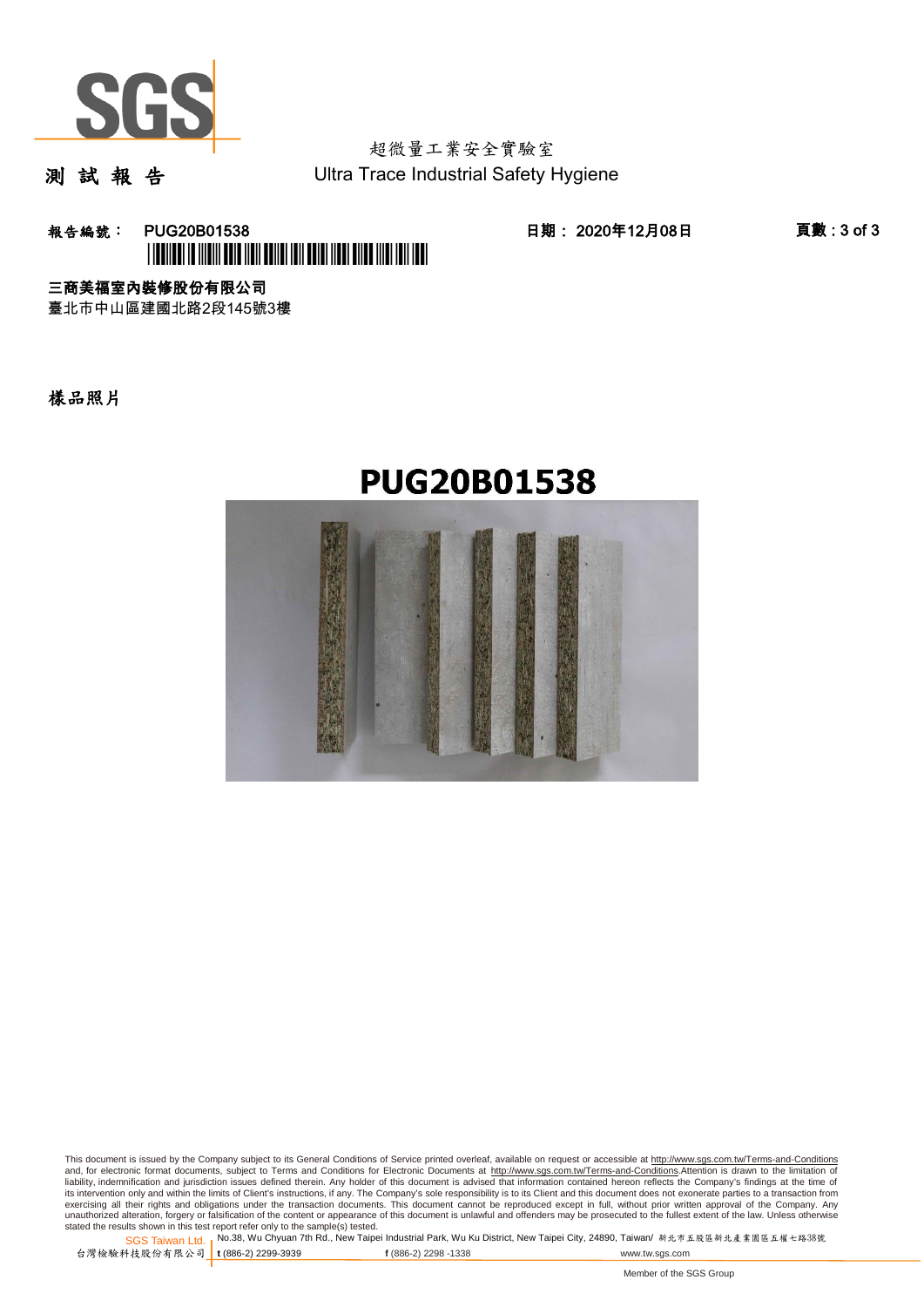超微量工業安全實驗室
Ultra Trace Industrial Safety Hygiene

測 試 報 告

報告編號： PUG20B01538　　日期： 2020年12月08日

三商美福室內裝修股份有限公司
臺北市中山區建國北路2段145號3樓

## 樣品照片

PUG20B01538

This document is issued by the Company subject to its General Conditions of Service printed overleaf, available on request or accessible at http://www.sgs.com.tw/Terms-and-Conditions and, for electronic format documents, subject to Terms and Conditions for Electronic Documents at http://www.sgs.com.tw/Terms-and-Conditions.Attention is drawn to the limitation of liability, indemnification and jurisdiction issues defined therein. Any holder of this document is advised that information contained hereon reflects the Company's findings at the time of its intervention only and within the limits of Client's instructions, if any. The Company's sole responsibility is to its Client and this document does not exonerate parties to a transaction from exercising all their rights and obligations under the transaction documents. This document cannot be reproduced except in full, without prior written approval of the Company. Any unauthorized alteration, forgery or falsification of the content or appearance of this document is unlawful and offenders may be prosecuted to the fullest extent of the law. Unless otherwise stated the results shown in this test report refer only to the sample(s) tested.

SGS Taiwan Ltd. 台灣檢驗科技股份有限公司 | No.38, Wu Chyuan 7th Rd., New Taipei Industrial Park, Wu Ku District, New Taipei City, 24890, Taiwan/ 新北市五股區新北產業園區五權七路38號
t (886-2) 2299-3939　f (886-2) 2298 -1338　www.tw.sgs.com

Member of the SGS Group